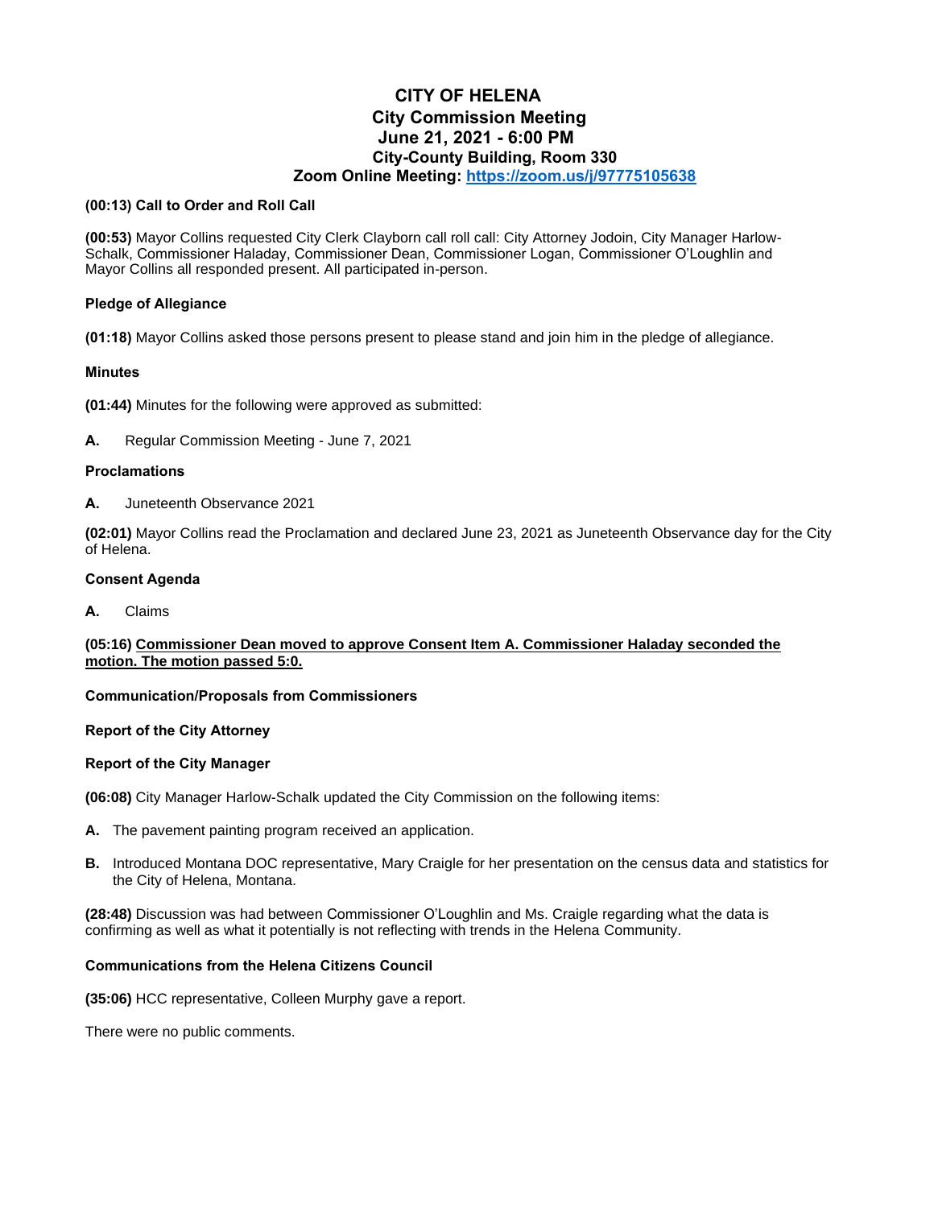# CITY OF HELENA
## City Commission Meeting
## June 21, 2021 - 6:00 PM
## City-County Building, Room 330
## Zoom Online Meeting: https://zoom.us/j/97775105638

**(00:13) Call to Order and Roll Call**

**(00:53)** Mayor Collins requested City Clerk Clayborn call roll call: City Attorney Jodoin, City Manager Harlow-Schalk, Commissioner Haladay, Commissioner Dean, Commissioner Logan, Commissioner O'Loughlin and Mayor Collins all responded present. All participated in-person.

**Pledge of Allegiance**

**(01:18)** Mayor Collins asked those persons present to please stand and join him in the pledge of allegiance.

**Minutes**

**(01:44)** Minutes for the following were approved as submitted:

**A.** Regular Commission Meeting - June 7, 2021

**Proclamations**

**A.** Juneteenth Observance 2021

**(02:01)** Mayor Collins read the Proclamation and declared June 23, 2021 as Juneteenth Observance day for the City of Helena.

**Consent Agenda**

**A.** Claims

**(05:16) Commissioner Dean moved to approve Consent Item A. Commissioner Haladay seconded the motion. The motion passed 5:0.**

**Communication/Proposals from Commissioners**

**Report of the City Attorney**

**Report of the City Manager**

**(06:08)** City Manager Harlow-Schalk updated the City Commission on the following items:

**A.** The pavement painting program received an application.

**B.** Introduced Montana DOC representative, Mary Craigle for her presentation on the census data and statistics for the City of Helena, Montana.

**(28:48)** Discussion was had between Commissioner O'Loughlin and Ms. Craigle regarding what the data is confirming as well as what it potentially is not reflecting with trends in the Helena Community.

**Communications from the Helena Citizens Council**

**(35:06)** HCC representative, Colleen Murphy gave a report.

There were no public comments.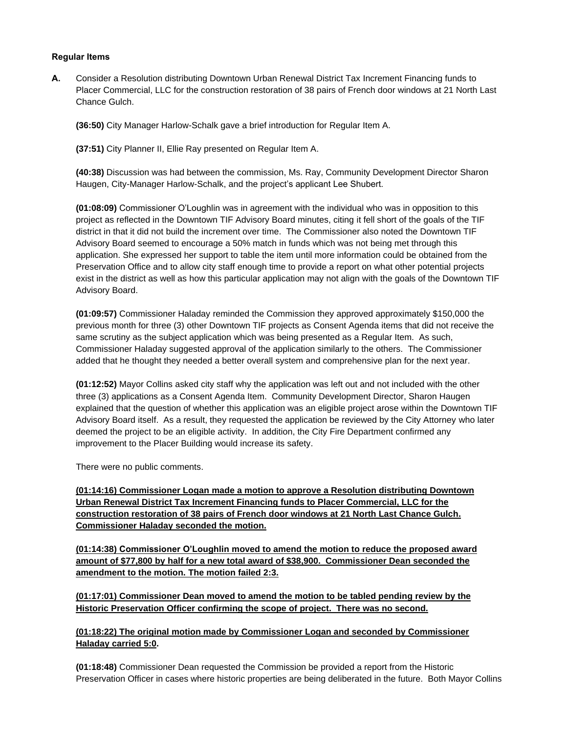**Regular Items**

**A.** Consider a Resolution distributing Downtown Urban Renewal District Tax Increment Financing funds to Placer Commercial, LLC for the construction restoration of 38 pairs of French door windows at 21 North Last Chance Gulch.

**(36:50)** City Manager Harlow-Schalk gave a brief introduction for Regular Item A.

**(37:51)** City Planner II, Ellie Ray presented on Regular Item A.

**(40:38)** Discussion was had between the commission, Ms. Ray, Community Development Director Sharon Haugen, City-Manager Harlow-Schalk, and the project's applicant Lee Shubert.

**(01:08:09)** Commissioner O'Loughlin was in agreement with the individual who was in opposition to this project as reflected in the Downtown TIF Advisory Board minutes, citing it fell short of the goals of the TIF district in that it did not build the increment over time. The Commissioner also noted the Downtown TIF Advisory Board seemed to encourage a 50% match in funds which was not being met through this application. She expressed her support to table the item until more information could be obtained from the Preservation Office and to allow city staff enough time to provide a report on what other potential projects exist in the district as well as how this particular application may not align with the goals of the Downtown TIF Advisory Board.

**(01:09:57)** Commissioner Haladay reminded the Commission they approved approximately $150,000 the previous month for three (3) other Downtown TIF projects as Consent Agenda items that did not receive the same scrutiny as the subject application which was being presented as a Regular Item. As such, Commissioner Haladay suggested approval of the application similarly to the others. The Commissioner added that he thought they needed a better overall system and comprehensive plan for the next year.

**(01:12:52)** Mayor Collins asked city staff why the application was left out and not included with the other three (3) applications as a Consent Agenda Item. Community Development Director, Sharon Haugen explained that the question of whether this application was an eligible project arose within the Downtown TIF Advisory Board itself. As a result, they requested the application be reviewed by the City Attorney who later deemed the project to be an eligible activity. In addition, the City Fire Department confirmed any improvement to the Placer Building would increase its safety.

There were no public comments.

**(01:14:16) Commissioner Logan made a motion to approve a Resolution distributing Downtown Urban Renewal District Tax Increment Financing funds to Placer Commercial, LLC for the construction restoration of 38 pairs of French door windows at 21 North Last Chance Gulch. Commissioner Haladay seconded the motion.**

**(01:14:38) Commissioner O'Loughlin moved to amend the motion to reduce the proposed award amount of $77,800 by half for a new total award of $38,900. Commissioner Dean seconded the amendment to the motion. The motion failed 2:3.**

**(01:17:01) Commissioner Dean moved to amend the motion to be tabled pending review by the Historic Preservation Officer confirming the scope of project. There was no second.**

**(01:18:22) The original motion made by Commissioner Logan and seconded by Commissioner Haladay carried 5:0.**

**(01:18:48)** Commissioner Dean requested the Commission be provided a report from the Historic Preservation Officer in cases where historic properties are being deliberated in the future. Both Mayor Collins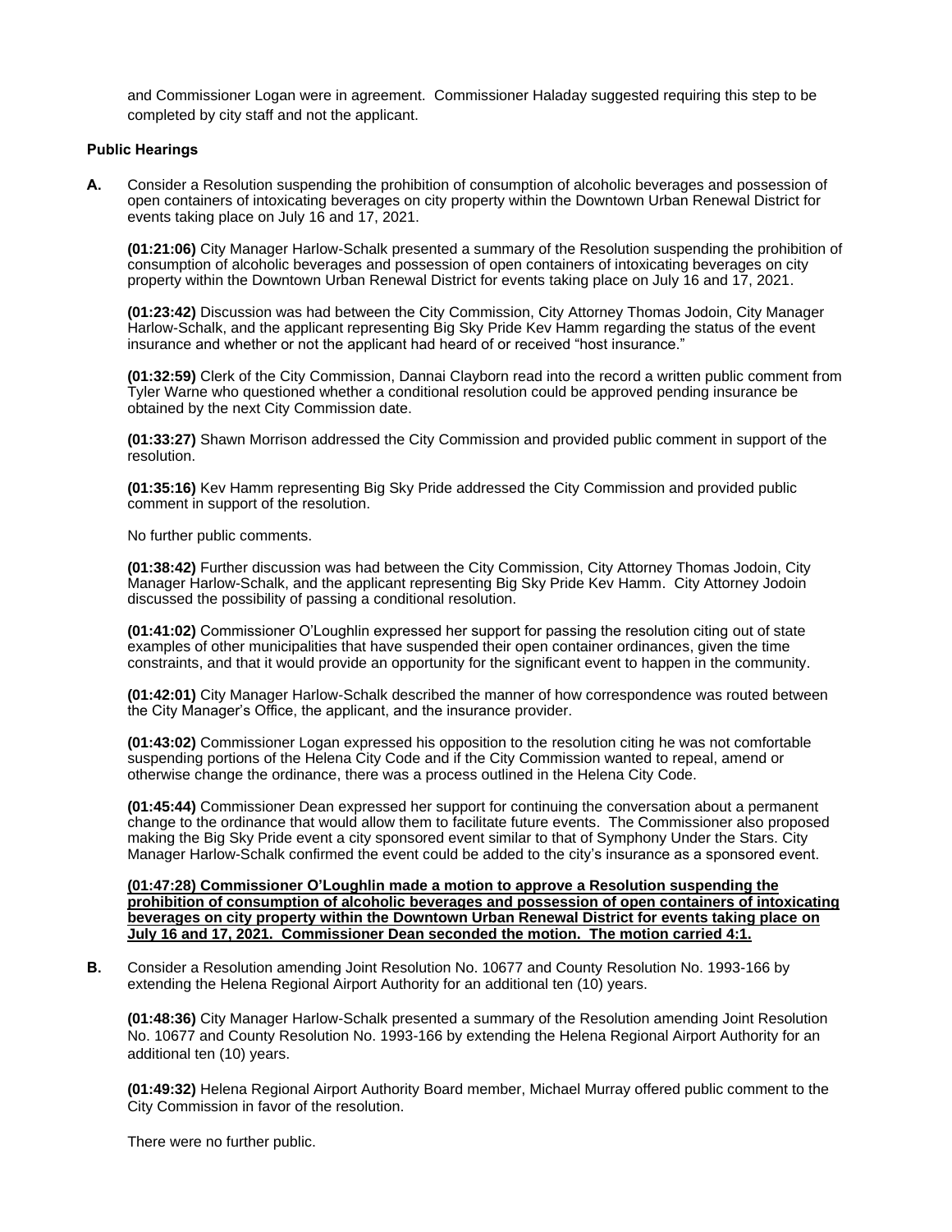and Commissioner Logan were in agreement. Commissioner Haladay suggested requiring this step to be completed by city staff and not the applicant.

**Public Hearings**

**A.** Consider a Resolution suspending the prohibition of consumption of alcoholic beverages and possession of open containers of intoxicating beverages on city property within the Downtown Urban Renewal District for events taking place on July 16 and 17, 2021.

**(01:21:06)** City Manager Harlow-Schalk presented a summary of the Resolution suspending the prohibition of consumption of alcoholic beverages and possession of open containers of intoxicating beverages on city property within the Downtown Urban Renewal District for events taking place on July 16 and 17, 2021.

**(01:23:42)** Discussion was had between the City Commission, City Attorney Thomas Jodoin, City Manager Harlow-Schalk, and the applicant representing Big Sky Pride Kev Hamm regarding the status of the event insurance and whether or not the applicant had heard of or received "host insurance."

**(01:32:59)** Clerk of the City Commission, Dannai Clayborn read into the record a written public comment from Tyler Warne who questioned whether a conditional resolution could be approved pending insurance be obtained by the next City Commission date.

**(01:33:27)** Shawn Morrison addressed the City Commission and provided public comment in support of the resolution.

**(01:35:16)** Kev Hamm representing Big Sky Pride addressed the City Commission and provided public comment in support of the resolution.

No further public comments.

**(01:38:42)** Further discussion was had between the City Commission, City Attorney Thomas Jodoin, City Manager Harlow-Schalk, and the applicant representing Big Sky Pride Kev Hamm. City Attorney Jodoin discussed the possibility of passing a conditional resolution.

**(01:41:02)** Commissioner O'Loughlin expressed her support for passing the resolution citing out of state examples of other municipalities that have suspended their open container ordinances, given the time constraints, and that it would provide an opportunity for the significant event to happen in the community.

**(01:42:01)** City Manager Harlow-Schalk described the manner of how correspondence was routed between the City Manager's Office, the applicant, and the insurance provider.

**(01:43:02)** Commissioner Logan expressed his opposition to the resolution citing he was not comfortable suspending portions of the Helena City Code and if the City Commission wanted to repeal, amend or otherwise change the ordinance, there was a process outlined in the Helena City Code.

**(01:45:44)** Commissioner Dean expressed her support for continuing the conversation about a permanent change to the ordinance that would allow them to facilitate future events. The Commissioner also proposed making the Big Sky Pride event a city sponsored event similar to that of Symphony Under the Stars. City Manager Harlow-Schalk confirmed the event could be added to the city's insurance as a sponsored event.

**(01:47:28) Commissioner O'Loughlin made a motion to approve a Resolution suspending the prohibition of consumption of alcoholic beverages and possession of open containers of intoxicating beverages on city property within the Downtown Urban Renewal District for events taking place on July 16 and 17, 2021. Commissioner Dean seconded the motion. The motion carried 4:1.**

**B.** Consider a Resolution amending Joint Resolution No. 10677 and County Resolution No. 1993-166 by extending the Helena Regional Airport Authority for an additional ten (10) years.

**(01:48:36)** City Manager Harlow-Schalk presented a summary of the Resolution amending Joint Resolution No. 10677 and County Resolution No. 1993-166 by extending the Helena Regional Airport Authority for an additional ten (10) years.

**(01:49:32)** Helena Regional Airport Authority Board member, Michael Murray offered public comment to the City Commission in favor of the resolution.

There were no further public.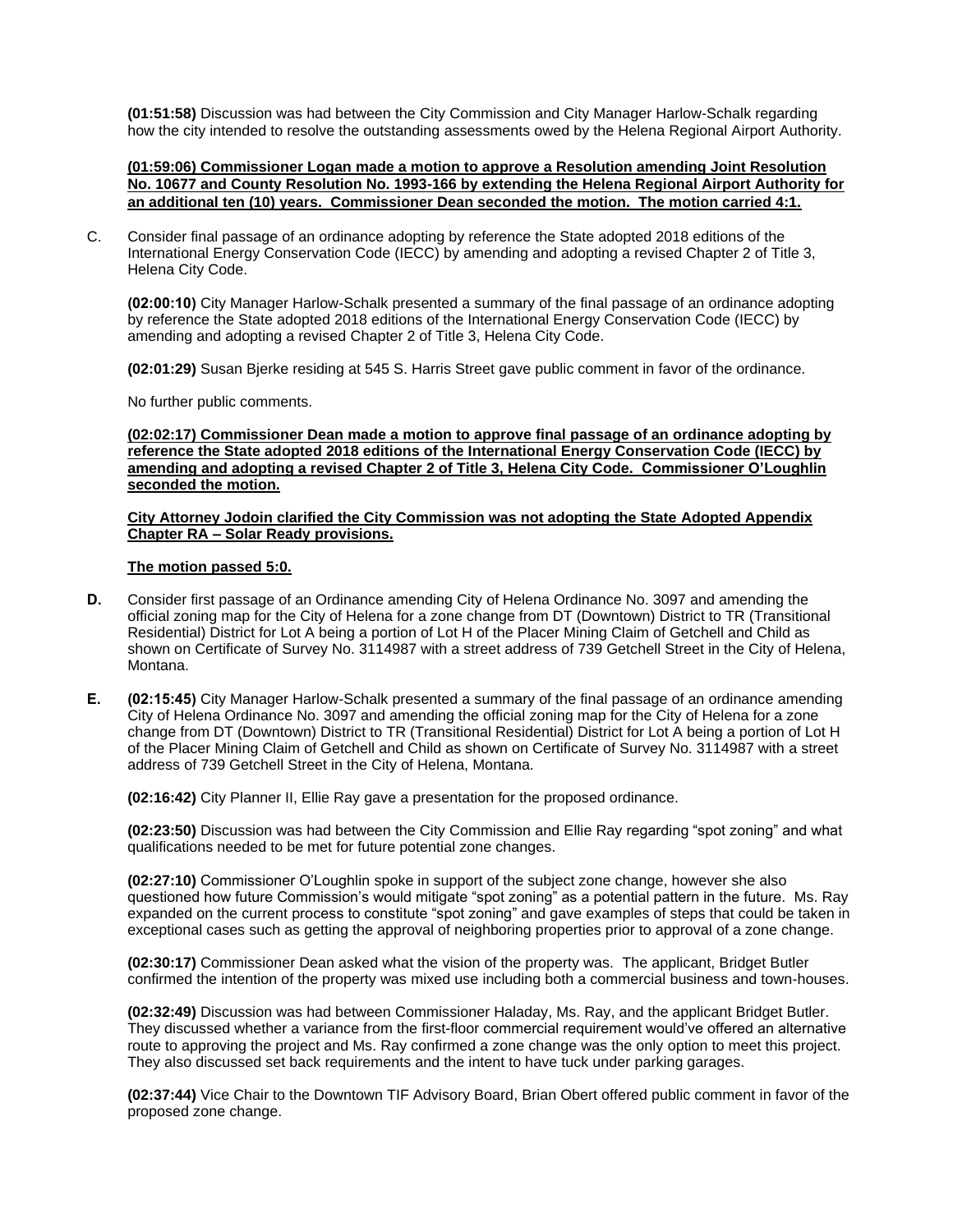**(01:51:58)** Discussion was had between the City Commission and City Manager Harlow-Schalk regarding how the city intended to resolve the outstanding assessments owed by the Helena Regional Airport Authority.

**(01:59:06) Commissioner Logan made a motion to approve a Resolution amending Joint Resolution No. 10677 and County Resolution No. 1993-166 by extending the Helena Regional Airport Authority for an additional ten (10) years. Commissioner Dean seconded the motion. The motion carried 4:1.**

C. Consider final passage of an ordinance adopting by reference the State adopted 2018 editions of the International Energy Conservation Code (IECC) by amending and adopting a revised Chapter 2 of Title 3, Helena City Code.

   **(02:00:10)** City Manager Harlow-Schalk presented a summary of the final passage of an ordinance adopting by reference the State adopted 2018 editions of the International Energy Conservation Code (IECC) by amending and adopting a revised Chapter 2 of Title 3, Helena City Code.

   **(02:01:29)** Susan Bjerke residing at 545 S. Harris Street gave public comment in favor of the ordinance.

   No further public comments.

   **(02:02:17) Commissioner Dean made a motion to approve final passage of an ordinance adopting by reference the State adopted 2018 editions of the International Energy Conservation Code (IECC) by amending and adopting a revised Chapter 2 of Title 3, Helena City Code. Commissioner O'Loughlin seconded the motion.**

   **City Attorney Jodoin clarified the City Commission was not adopting the State Adopted Appendix Chapter RA – Solar Ready provisions.**

   **The motion passed 5:0.**

**D.** Consider first passage of an Ordinance amending City of Helena Ordinance No. 3097 and amending the official zoning map for the City of Helena for a zone change from DT (Downtown) District to TR (Transitional Residential) District for Lot A being a portion of Lot H of the Placer Mining Claim of Getchell and Child as shown on Certificate of Survey No. 3114987 with a street address of 739 Getchell Street in the City of Helena, Montana.

**E.** **(02:15:45)** City Manager Harlow-Schalk presented a summary of the final passage of an ordinance amending City of Helena Ordinance No. 3097 and amending the official zoning map for the City of Helena for a zone change from DT (Downtown) District to TR (Transitional Residential) District for Lot A being a portion of Lot H of the Placer Mining Claim of Getchell and Child as shown on Certificate of Survey No. 3114987 with a street address of 739 Getchell Street in the City of Helena, Montana.

   **(02:16:42)** City Planner II, Ellie Ray gave a presentation for the proposed ordinance.

   **(02:23:50)** Discussion was had between the City Commission and Ellie Ray regarding "spot zoning" and what qualifications needed to be met for future potential zone changes.

   **(02:27:10)** Commissioner O'Loughlin spoke in support of the subject zone change, however she also questioned how future Commission's would mitigate "spot zoning" as a potential pattern in the future. Ms. Ray expanded on the current process to constitute "spot zoning" and gave examples of steps that could be taken in exceptional cases such as getting the approval of neighboring properties prior to approval of a zone change.

   **(02:30:17)** Commissioner Dean asked what the vision of the property was. The applicant, Bridget Butler confirmed the intention of the property was mixed use including both a commercial business and town-houses.

   **(02:32:49)** Discussion was had between Commissioner Haladay, Ms. Ray, and the applicant Bridget Butler. They discussed whether a variance from the first-floor commercial requirement would've offered an alternative route to approving the project and Ms. Ray confirmed a zone change was the only option to meet this project. They also discussed set back requirements and the intent to have tuck under parking garages.

   **(02:37:44)** Vice Chair to the Downtown TIF Advisory Board, Brian Obert offered public comment in favor of the proposed zone change.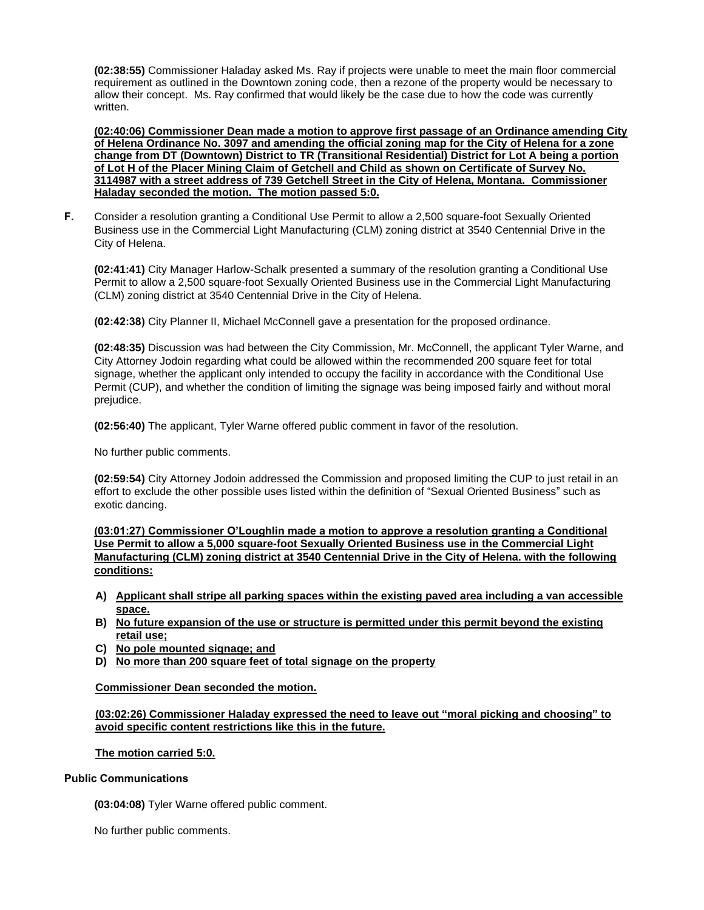**(02:38:55)** Commissioner Haladay asked Ms. Ray if projects were unable to meet the main floor commercial requirement as outlined in the Downtown zoning code, then a rezone of the property would be necessary to allow their concept. Ms. Ray confirmed that would likely be the case due to how the code was currently written.

**(02:40:06) Commissioner Dean made a motion to approve first passage of an Ordinance amending City of Helena Ordinance No. 3097 and amending the official zoning map for the City of Helena for a zone change from DT (Downtown) District to TR (Transitional Residential) District for Lot A being a portion of Lot H of the Placer Mining Claim of Getchell and Child as shown on Certificate of Survey No. 3114987 with a street address of 739 Getchell Street in the City of Helena, Montana. Commissioner Haladay seconded the motion. The motion passed 5:0.**

**F.** Consider a resolution granting a Conditional Use Permit to allow a 2,500 square-foot Sexually Oriented Business use in the Commercial Light Manufacturing (CLM) zoning district at 3540 Centennial Drive in the City of Helena.

**(02:41:41)** City Manager Harlow-Schalk presented a summary of the resolution granting a Conditional Use Permit to allow a 2,500 square-foot Sexually Oriented Business use in the Commercial Light Manufacturing (CLM) zoning district at 3540 Centennial Drive in the City of Helena.

**(02:42:38)** City Planner II, Michael McConnell gave a presentation for the proposed ordinance.

**(02:48:35)** Discussion was had between the City Commission, Mr. McConnell, the applicant Tyler Warne, and City Attorney Jodoin regarding what could be allowed within the recommended 200 square feet for total signage, whether the applicant only intended to occupy the facility in accordance with the Conditional Use Permit (CUP), and whether the condition of limiting the signage was being imposed fairly and without moral prejudice.

**(02:56:40)** The applicant, Tyler Warne offered public comment in favor of the resolution.

No further public comments.

**(02:59:54)** City Attorney Jodoin addressed the Commission and proposed limiting the CUP to just retail in an effort to exclude the other possible uses listed within the definition of "Sexual Oriented Business" such as exotic dancing.

**(03:01:27) Commissioner O'Loughlin made a motion to approve a resolution granting a Conditional Use Permit to allow a 5,000 square-foot Sexually Oriented Business use in the Commercial Light Manufacturing (CLM) zoning district at 3540 Centennial Drive in the City of Helena. with the following conditions:**

- **A) Applicant shall stripe all parking spaces within the existing paved area including a van accessible space.**
- **B) No future expansion of the use or structure is permitted under this permit beyond the existing retail use;**
- **C) No pole mounted signage; and**
- **D) No more than 200 square feet of total signage on the property**

**Commissioner Dean seconded the motion.**

**(03:02:26) Commissioner Haladay expressed the need to leave out "moral picking and choosing" to avoid specific content restrictions like this in the future.**

**The motion carried 5:0.**

**Public Communications**

**(03:04:08)** Tyler Warne offered public comment.

No further public comments.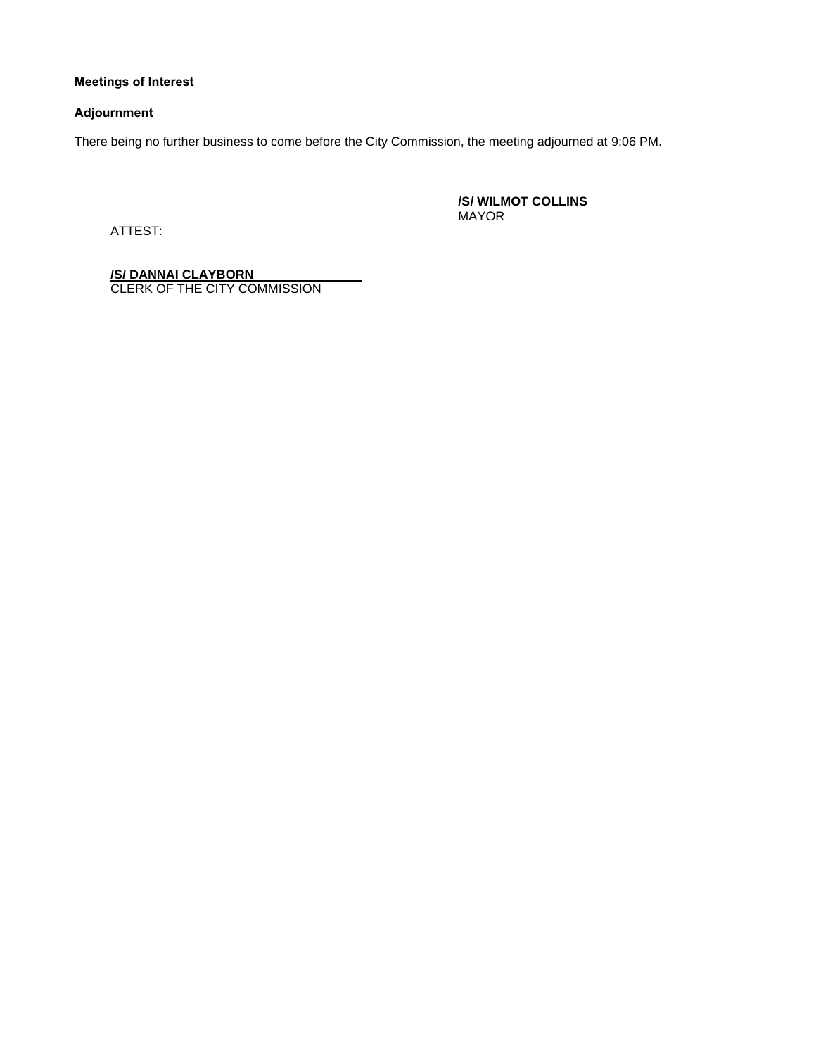**Meetings of Interest**

**Adjournment**

There being no further business to come before the City Commission, the meeting adjourned at 9:06 PM.

**/S/ WILMOT COLLINS**
MAYOR

ATTEST:

**/S/ DANNAI CLAYBORN**
CLERK OF THE CITY COMMISSION